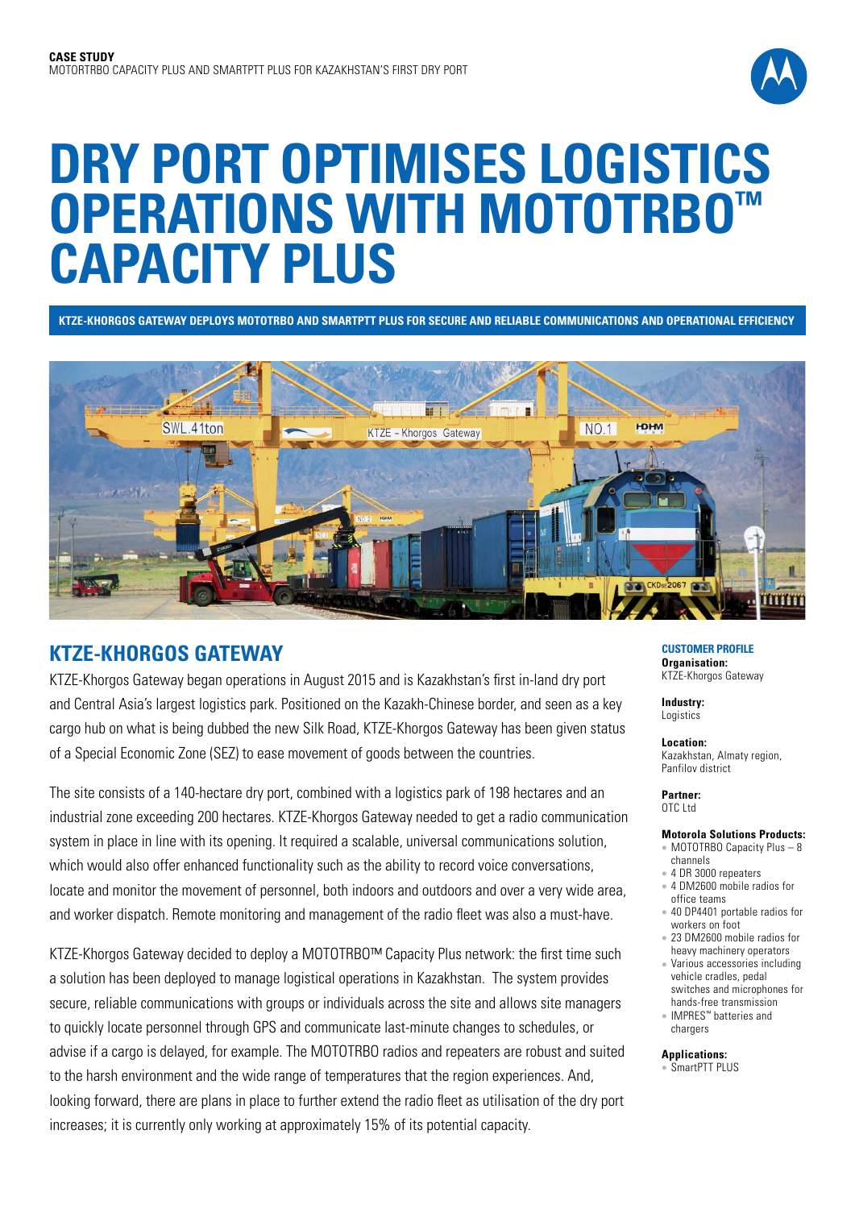**CASE STUDY**
MOTOTRBO CAPACITY PLUS AND SMARTPTT PLUS FOR KAZAKHSTAN'S FIRST DRY PORT

# DRY PORT OPTIMISES LOGISTICS OPERATIONS WITH MOTOTRBO™ CAPACITY PLUS

**KTZE-KHORGOS GATEWAY DEPLOYS MOTOTRBO AND SMARTPTT PLUS FOR SECURE AND RELIABLE COMMUNICATIONS AND OPERATIONAL EFFICIENCY**

## KTZE-KHORGOS GATEWAY

KTZE-Khorgos Gateway began operations in August 2015 and is Kazakhstan's first in-land dry port and Central Asia's largest logistics park. Positioned on the Kazakh-Chinese border, and seen as a key cargo hub on what is being dubbed the new Silk Road, KTZE-Khorgos Gateway has been given status of a Special Economic Zone (SEZ) to ease movement of goods between the countries.

The site consists of a 140-hectare dry port, combined with a logistics park of 198 hectares and an industrial zone exceeding 200 hectares. KTZE-Khorgos Gateway needed to get a radio communication system in place in line with its opening. It required a scalable, universal communications solution, which would also offer enhanced functionality such as the ability to record voice conversations, locate and monitor the movement of personnel, both indoors and outdoors and over a very wide area, and worker dispatch. Remote monitoring and management of the radio fleet was also a must-have.

KTZE-Khorgos Gateway decided to deploy a MOTOTRBO™ Capacity Plus network: the first time such a solution has been deployed to manage logistical operations in Kazakhstan. The system provides secure, reliable communications with groups or individuals across the site and allows site managers to quickly locate personnel through GPS and communicate last-minute changes to schedules, or advise if a cargo is delayed, for example. The MOTOTRBO radios and repeaters are robust and suited to the harsh environment and the wide range of temperatures that the region experiences. And, looking forward, there are plans in place to further extend the radio fleet as utilisation of the dry port increases; it is currently only working at approximately 15% of its potential capacity.

### CUSTOMER PROFILE

**Organisation:**
KTZE-Khorgos Gateway

**Industry:**
Logistics

**Location:**
Kazakhstan, Almaty region, Panfilov district

**Partner:**
OTC Ltd

**Motorola Solutions Products:**

- MOTOTRBO Capacity Plus – 8 channels
- 4 DR 3000 repeaters
- 4 DM2600 mobile radios for office teams
- 40 DP4401 portable radios for workers on foot
- 23 DM2600 mobile radios for heavy machinery operators
- Various accessories including vehicle cradles, pedal switches and microphones for hands-free transmission
- IMPRES™ batteries and chargers

**Applications:**

- SmartPTT PLUS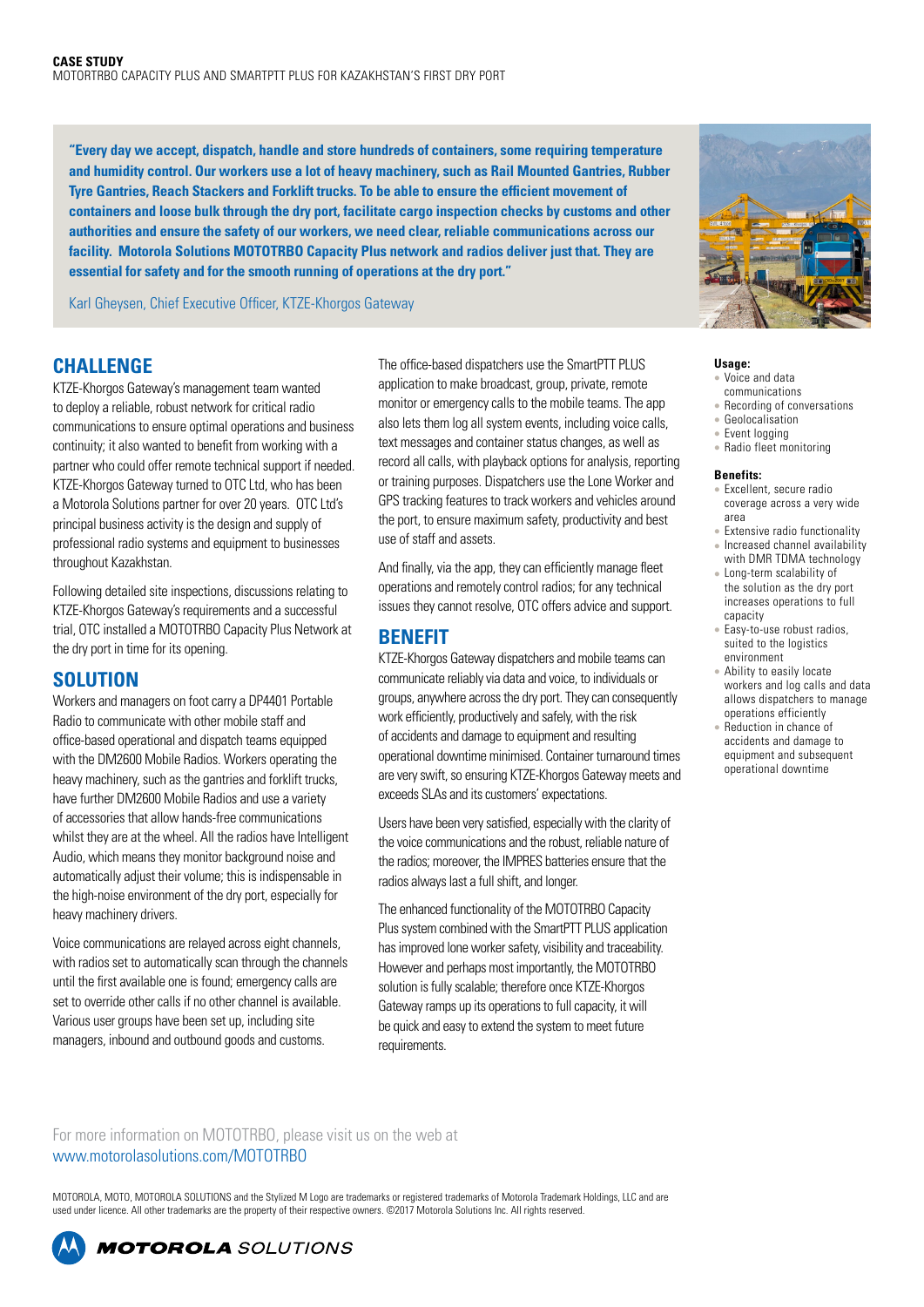**CASE STUDY**
MOTORTRBO CAPACITY PLUS AND SMARTPTT PLUS FOR KAZAKHSTAN'S FIRST DRY PORT

**"Every day we accept, dispatch, handle and store hundreds of containers, some requiring temperature and humidity control. Our workers use a lot of heavy machinery, such as Rail Mounted Gantries, Rubber Tyre Gantries, Reach Stackers and Forklift trucks. To be able to ensure the efficient movement of containers and loose bulk through the dry port, facilitate cargo inspection checks by customs and other authorities and ensure the safety of our workers, we need clear, reliable communications across our facility. Motorola Solutions MOTOTRBO Capacity Plus network and radios deliver just that. They are essential for safety and for the smooth running of operations at the dry port."**

Karl Gheysen, Chief Executive Officer, KTZE-Khorgos Gateway

## CHALLENGE

KTZE-Khorgos Gateway's management team wanted to deploy a reliable, robust network for critical radio communications to ensure optimal operations and business continuity; it also wanted to benefit from working with a partner who could offer remote technical support if needed. KTZE-Khorgos Gateway turned to OTC Ltd, who has been a Motorola Solutions partner for over 20 years. OTC Ltd's principal business activity is the design and supply of professional radio systems and equipment to businesses throughout Kazakhstan.

Following detailed site inspections, discussions relating to KTZE-Khorgos Gateway's requirements and a successful trial, OTC installed a MOTOTRBO Capacity Plus Network at the dry port in time for its opening.

## SOLUTION

Workers and managers on foot carry a DP4401 Portable Radio to communicate with other mobile staff and office-based operational and dispatch teams equipped with the DM2600 Mobile Radios. Workers operating the heavy machinery, such as the gantries and forklift trucks, have further DM2600 Mobile Radios and use a variety of accessories that allow hands-free communications whilst they are at the wheel. All the radios have Intelligent Audio, which means they monitor background noise and automatically adjust their volume; this is indispensable in the high-noise environment of the dry port, especially for heavy machinery drivers.

Voice communications are relayed across eight channels, with radios set to automatically scan through the channels until the first available one is found; emergency calls are set to override other calls if no other channel is available. Various user groups have been set up, including site managers, inbound and outbound goods and customs.

The office-based dispatchers use the SmartPTT PLUS application to make broadcast, group, private, remote monitor or emergency calls to the mobile teams. The app also lets them log all system events, including voice calls, text messages and container status changes, as well as record all calls, with playback options for analysis, reporting or training purposes. Dispatchers use the Lone Worker and GPS tracking features to track workers and vehicles around the port, to ensure maximum safety, productivity and best use of staff and assets.

And finally, via the app, they can efficiently manage fleet operations and remotely control radios; for any technical issues they cannot resolve, OTC offers advice and support.

## BENEFIT

KTZE-Khorgos Gateway dispatchers and mobile teams can communicate reliably via data and voice, to individuals or groups, anywhere across the dry port. They can consequently work efficiently, productively and safely, with the risk of accidents and damage to equipment and resulting operational downtime minimised. Container turnaround times are very swift, so ensuring KTZE-Khorgos Gateway meets and exceeds SLAs and its customers' expectations.

Users have been very satisfied, especially with the clarity of the voice communications and the robust, reliable nature of the radios; moreover, the IMPRES batteries ensure that the radios always last a full shift, and longer.

The enhanced functionality of the MOTOTRBO Capacity Plus system combined with the SmartPTT PLUS application has improved lone worker safety, visibility and traceability. However and perhaps most importantly, the MOTOTRBO solution is fully scalable; therefore once KTZE-Khorgos Gateway ramps up its operations to full capacity, it will be quick and easy to extend the system to meet future requirements.

**Usage:**

- Voice and data communications
- Recording of conversations
- Geolocalisation
- Event logging
- Radio fleet monitoring

**Benefits:**

- Excellent, secure radio coverage across a very wide area
- Extensive radio functionality
- Increased channel availability with DMR TDMA technology
- Long-term scalability of the solution as the dry port increases operations to full capacity
- Easy-to-use robust radios, suited to the logistics environment
- Ability to easily locate workers and log calls and data allows dispatchers to manage operations efficiently
- Reduction in chance of accidents and damage to equipment and subsequent operational downtime

For more information on MOTOTRBO, please visit us on the web at
www.motorolasolutions.com/MOTOTRBO

MOTOROLA, MOTO, MOTOROLA SOLUTIONS and the Stylized M Logo are trademarks or registered trademarks of Motorola Trademark Holdings, LLC and are used under licence. All other trademarks are the property of their respective owners. ©2017 Motorola Solutions Inc. All rights reserved.

MOTOROLA SOLUTIONS